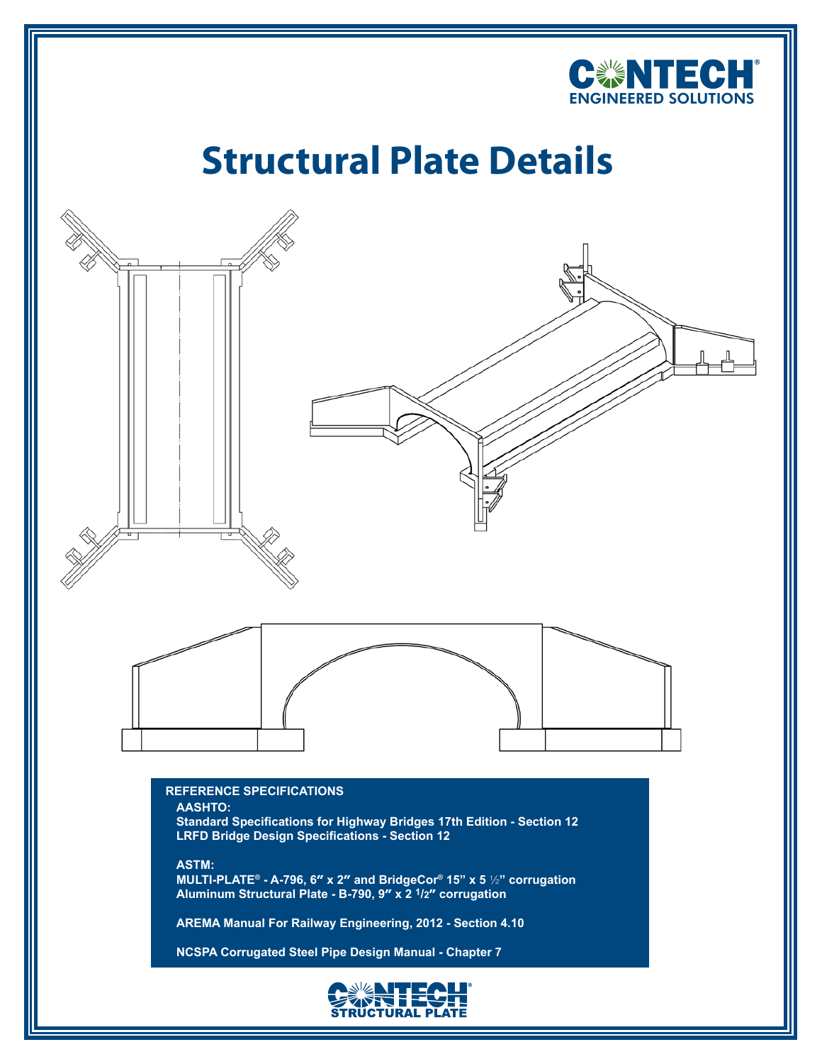# Structural Plate Details

**REFERENCE SPECIFICATIONS**

**AASHTO:**

**Standard Specifications for Highway Bridges 17th Edition - Section 12**
**LRFD Bridge Design Specifications - Section 12**

**ASTM:**

**MULTI-PLATE® - A-796, 6″ x 2″ and BridgeCor® 15" x 5 ½" corrugation**
**Aluminum Structural Plate - B-790, 9″ x 2 1/2″ corrugation**

**AREMA Manual For Railway Engineering, 2012 - Section 4.10**

**NCSPA Corrugated Steel Pipe Design Manual - Chapter 7**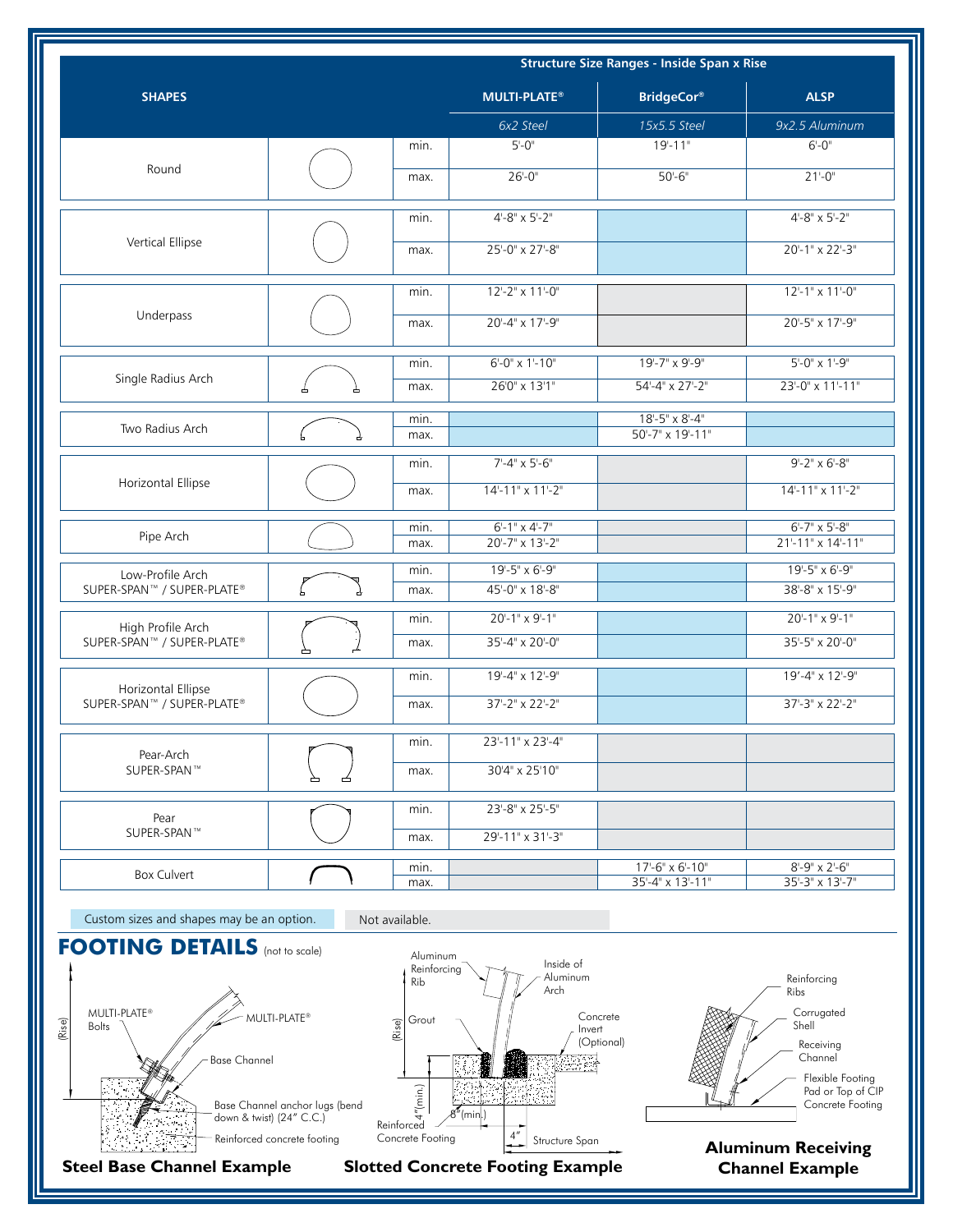| SHAPES | | | Structure Size Ranges - Inside Span x Rise | | |
|---|---|---|---|---|---|
| | | | **MULTI-PLATE®** | **BridgeCor®** | **ALSP** |
| | | | *6x2 Steel* | *15x5.5 Steel* | *9x2.5 Aluminum* |
| Round | | min. | 5'-0" | 19'-11" | 6'-0" |
| | | max. | 26'-0" | 50'-6" | 21'-0" |
| Vertical Ellipse | | min. | 4'-8" x 5'-2" | | 4'-8" x 5'-2" |
| | | max. | 25'-0" x 27'-8" | | 20'-1" x 22'-3" |
| Underpass | | min. | 12'-2" x 11'-0" | | 12'-1" x 11'-0" |
| | | max. | 20'-4" x 17'-9" | | 20'-5" x 17'-9" |
| Single Radius Arch | | min. | 6'-0" x 1'-10" | 19'-7" x 9'-9" | 5'-0" x 1'-9" |
| | | max. | 26'0" x 13'1" | 54'-4" x 27'-2" | 23'-0" x 11'-11" |
| Two Radius Arch | | min. | | 18'-5" x 8'-4" | |
| | | max. | | 50'-7" x 19'-11" | |
| Horizontal Ellipse | | min. | 7'-4" x 5'-6" | | 9'-2" x 6'-8" |
| | | max. | 14'-11" x 11'-2" | | 14'-11" x 11'-2" |
| Pipe Arch | | min. | 6'-1" x 4'-7" | | 6'-7" x 5'-8" |
| | | max. | 20'-7" x 13'-2" | | 21'-11" x 14'-11" |
| Low-Profile Arch SUPER-SPAN™ / SUPER-PLATE® | | min. | 19'-5" x 6'-9" | | 19'-5" x 6'-9" |
| | | max. | 45'-0" x 18'-8" | | 38'-8" x 15'-9" |
| High Profile Arch SUPER-SPAN™ / SUPER-PLATE® | | min. | 20'-1" x 9'-1" | | 20'-1" x 9'-1" |
| | | max. | 35'-4" x 20'-0" | | 35'-5" x 20'-0" |
| Horizontal Ellipse SUPER-SPAN™ / SUPER-PLATE® | | min. | 19'-4" x 12'-9" | | 19'-4" x 12'-9" |
| | | max. | 37'-2" x 22'-2" | | 37'-3" x 22'-2" |
| Pear-Arch SUPER-SPAN™ | | min. | 23'-11" x 23'-4" | | |
| | | max. | 30'4" x 25'10" | | |
| Pear SUPER-SPAN™ | | min. | 23'-8" x 25'-5" | | |
| | | max. | 29'-11" x 31'-3" | | |
| Box Culvert | | min. | | 17'-6" x 6'-10" | 8'-9" x 2'-6" |
| | | max. | | 35'-4" x 13'-11" | 35'-3" x 13'-7" |

Custom sizes and shapes may be an option. Not available.

## FOOTING DETAILS (not to scale)

(Rise) MULTI-PLATE® Bolts, MULTI-PLATE®, Base Channel, Base Channel anchor lugs (bend down & twist) (24" C.C.), Reinforced concrete footing

**Steel Base Channel Example**

Aluminum Reinforcing Rib, Inside of Aluminum Arch, (Rise), Grout, Concrete Invert (Optional), 4" (min.), 8" (min.), Reinforced Concrete Footing, 4", Structure Span

**Slotted Concrete Footing Example**

Reinforcing Ribs, Corrugated Shell, Receiving Channel, Flexible Footing Pad or Top of CIP Concrete Footing

**Aluminum Receiving Channel Example**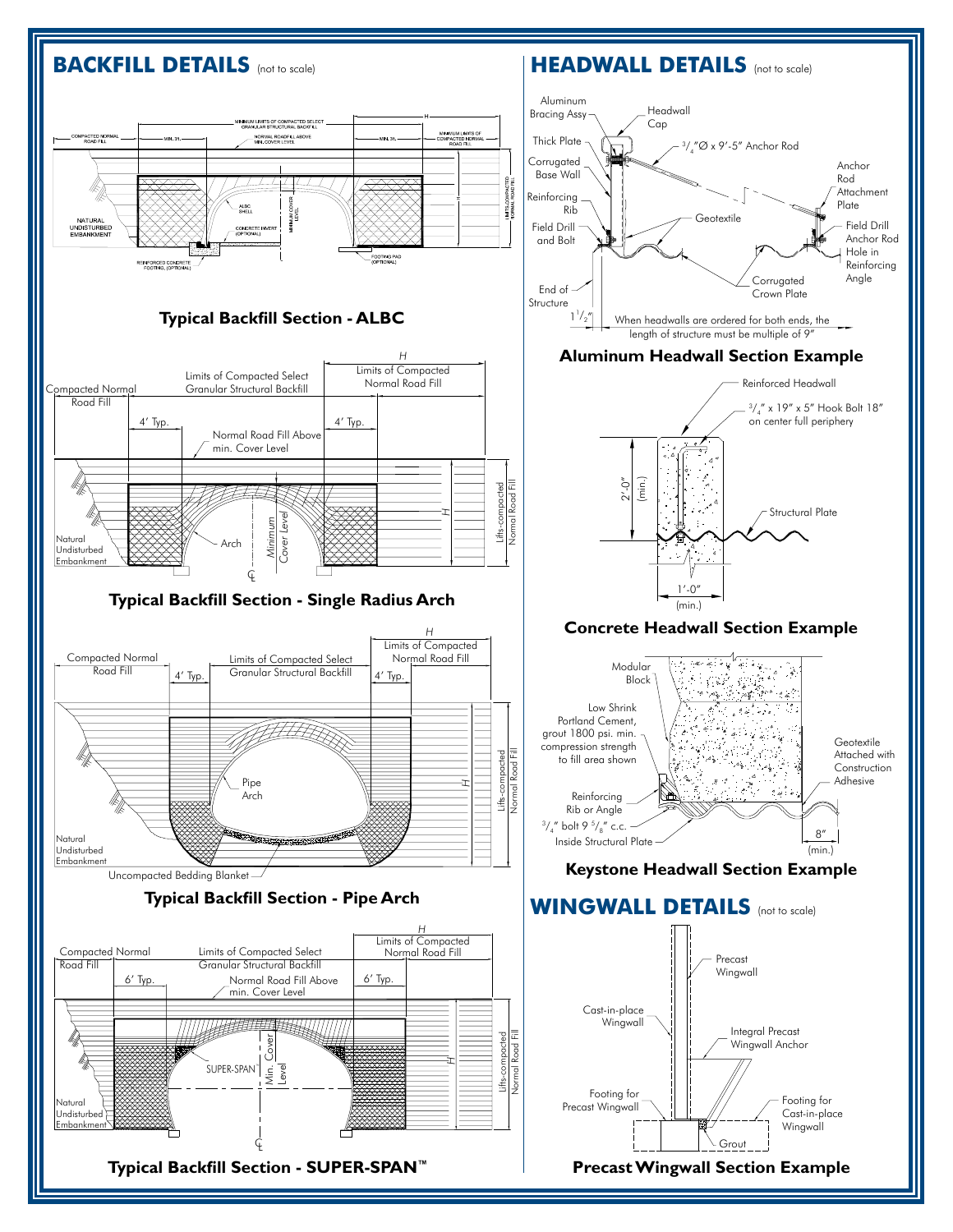## BACKFILL DETAILS (not to scale)

MINIMUM LIMITS OF COMPACTED SELECT GRANULAR STRUCTURAL BACKFILL

COMPACTED NORMAL ROAD FILL

MIN. 3'

NORMAL ROAD FILL ABOVE MIN. COVER LEVEL

MIN. 3'

MINIMUM LIMITS OF COMPACTED NORMAL ROAD FILL

H

NATURAL UNDISTURBED EMBANKMENT

ALBC SHELL

CONCRETE INVERT (OPTIONAL)

MINIMUM COVER LEVEL

LIFTS-COMPACTED NORMAL ROAD FILL

REINFORCED CONCRETE FOOTING (OPTIONAL)

FOOTING PAD (OPTIONAL)

**Typical Backfill Section - ALBC**

Compacted Normal Road Fill

Limits of Compacted Select Granular Structural Backfill

H

Limits of Compacted Normal Road Fill

4' Typ.

4' Typ.

Normal Road Fill Above min. Cover Level

Natural Undisturbed Embankment

Arch

Minimum Cover Level

H

Lifts-compacted Normal Road Fill

**Typical Backfill Section - Single Radius Arch**

Compacted Normal Road Fill

Limits of Compacted Select Granular Structural Backfill

H

Limits of Compacted Normal Road Fill

4' Typ.

4' Typ.

Natural Undisturbed Embankment

Pipe Arch

H

Lifts-compacted Normal Road Fill

Uncompacted Bedding Blanket

**Typical Backfill Section - Pipe Arch**

Compacted Normal Road Fill

Limits of Compacted Select Granular Structural Backfill

H

Limits of Compacted Normal Road Fill

6' Typ.

Normal Road Fill Above min. Cover Level

6' Typ.

Natural Undisturbed Embankment

SUPER-SPAN

Min. Cover Level

H

Lifts-compacted Normal Road Fill

**Typical Backfill Section - SUPER-SPAN™**

## HEADWALL DETAILS (not to scale)

Aluminum Bracing Assy

Headwall Cap

Thick Plate

$3/4$"Ø x 9'-5" Anchor Rod

Corrugated Base Wall

Anchor Rod Attachment Plate

Reinforcing Rib

Geotextile

Field Drill and Bolt

Field Drill Anchor Rod Hole in Reinforcing Angle

Corrugated Crown Plate

End of Structure

$1\,1/2$"

When headwalls are ordered for both ends, the length of structure must be multiple of 9"

**Aluminum Headwall Section Example**

Reinforced Headwall

$3/4$" x 19" x 5" Hook Bolt 18" on center full periphery

2'-0" (min.)

Structural Plate

1'-0" (min.)

**Concrete Headwall Section Example**

Modular Block

Low Shrink Portland Cement, grout 1800 psi. min. compression strength to fill area shown

Geotextile Attached with Construction Adhesive

Reinforcing Rib or Angle

$3/4$" bolt $9\,5/8$" c.c. Inside Structural Plate

8" (min.)

**Keystone Headwall Section Example**

## WINGWALL DETAILS (not to scale)

Precast Wingwall

Cast-in-place Wingwall

Integral Precast Wingwall Anchor

Footing for Precast Wingwall

Footing for Cast-in-place Wingwall

Grout

**Precast Wingwall Section Example**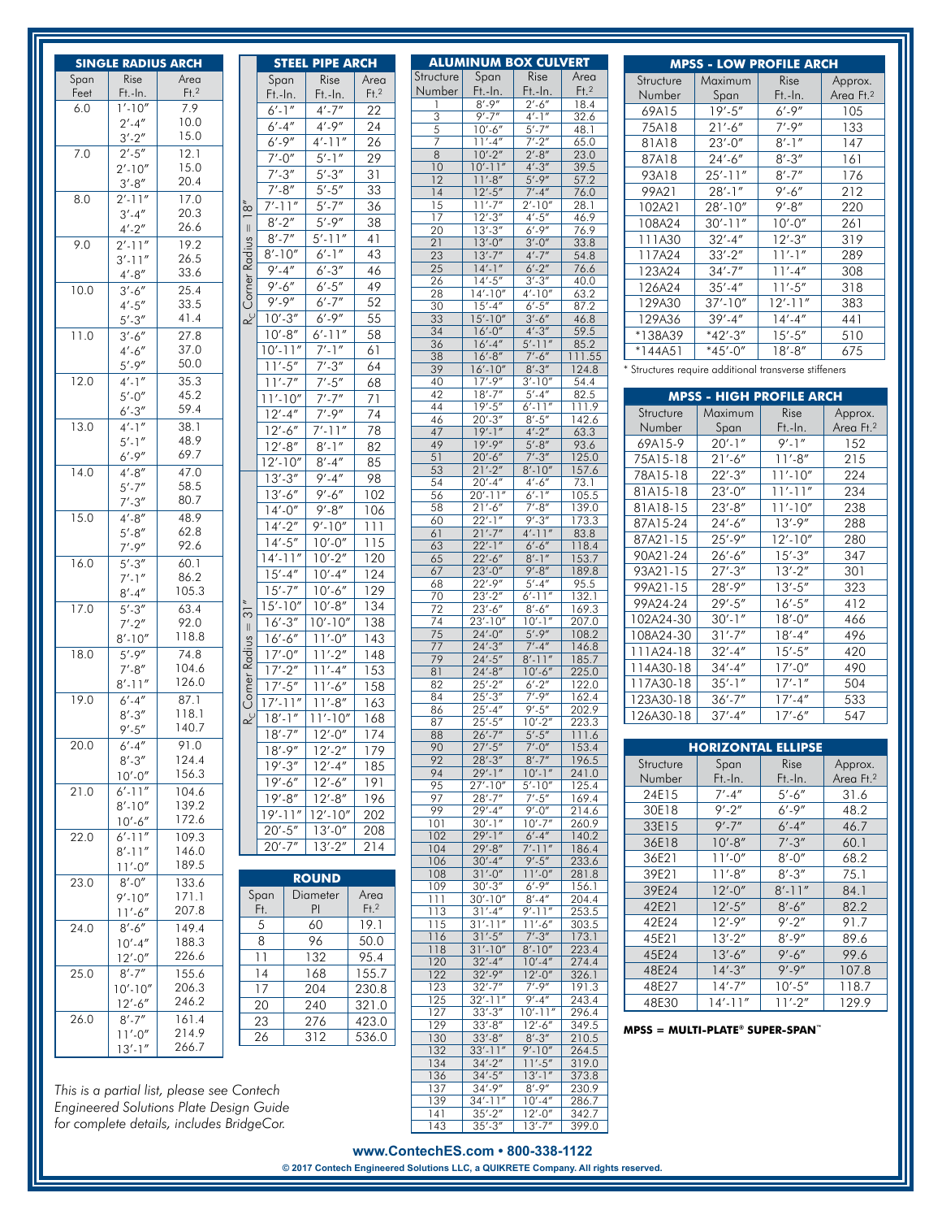## SINGLE RADIUS ARCH

| Span Feet | Rise Ft.-In. | Area Ft.$^2$ |
|---|---|---|
| 6.0 | 1′-10″ | 7.9 |
| | 2′-4″ | 10.0 |
| | 3′-2″ | 15.0 |
| 7.0 | 2′-5″ | 12.1 |
| | 2′-10″ | 15.0 |
| | 3′-8″ | 20.4 |
| 8.0 | 2′-11″ | 17.0 |
| | 3′-4″ | 20.3 |
| | 4′-2″ | 26.6 |
| 9.0 | 2′-11″ | 19.2 |
| | 3′-11″ | 26.5 |
| | 4′-8″ | 33.6 |
| 10.0 | 3′-6″ | 25.4 |
| | 4′-5″ | 33.5 |
| | 5′-3″ | 41.4 |
| 11.0 | 3′-6″ | 27.8 |
| | 4′-6″ | 37.0 |
| | 5′-9″ | 50.0 |
| 12.0 | 4′-1″ | 35.3 |
| | 5′-0″ | 45.2 |
| | 6′-3″ | 59.4 |
| 13.0 | 4′-1″ | 38.1 |
| | 5′-1″ | 48.9 |
| | 6′-9″ | 69.7 |
| 14.0 | 4′-8″ | 47.0 |
| | 5′-7″ | 58.5 |
| | 7′-3″ | 80.7 |
| 15.0 | 4′-8″ | 48.9 |
| | 5′-8″ | 62.8 |
| | 7′-9″ | 92.6 |
| 16.0 | 5′-3″ | 60.1 |
| | 7′-1″ | 86.2 |
| | 8′-4″ | 105.3 |
| 17.0 | 5′-3″ | 63.4 |
| | 7′-2″ | 92.0 |
| | 8′-10″ | 118.8 |
| 18.0 | 5′-9″ | 74.8 |
| | 7′-8″ | 104.6 |
| | 8′-11″ | 126.0 |
| 19.0 | 6′-4″ | 87.1 |
| | 8′-3″ | 118.1 |
| | 9′-5″ | 140.7 |
| 20.0 | 6′-4″ | 91.0 |
| | 8′-3″ | 124.4 |
| | 10′-0″ | 156.3 |
| 21.0 | 6′-11″ | 104.6 |
| | 8′-10″ | 139.2 |
| | 10′-6″ | 172.6 |
| 22.0 | 6′-11″ | 109.3 |
| | 8′-11″ | 146.0 |
| | 11′-0″ | 189.5 |
| 23.0 | 8′-0″ | 133.6 |
| | 9′-10″ | 171.1 |
| | 11′-6″ | 207.8 |
| 24.0 | 8′-6″ | 149.4 |
| | 10′-4″ | 188.3 |
| | 12′-0″ | 226.6 |
| 25.0 | 8′-7″ | 155.6 |
| | 10′-10″ | 206.3 |
| | 12′-6″ | 246.2 |
| 26.0 | 8′-7″ | 161.4 |
| | 11′-0″ | 214.9 |
| | 13′-1″ | 266.7 |

*This is a partial list, please see Contech Engineered Solutions Plate Design Guide for complete details, includes BridgeCor.*

## STEEL PIPE ARCH

| Corner Radius | Span Ft.-In. | Rise Ft.-In. | Area Ft.$^2$ |
|---|---|---|---|
| $R_C$ Corner Radius = 18″ | 6′-1″ | 4′-7″ | 22 |
| | 6′-4″ | 4′-9″ | 24 |
| | 6′-9″ | 4′-11″ | 26 |
| | 7′-0″ | 5′-1″ | 29 |
| | 7′-3″ | 5′-3″ | 31 |
| | 7′-8″ | 5′-5″ | 33 |
| | 7′-11″ | 5′-7″ | 36 |
| | 8′-2″ | 5′-9″ | 38 |
| | 8′-7″ | 5′-11″ | 41 |
| | 8′-10″ | 6′-1″ | 43 |
| | 9′-4″ | 6′-3″ | 46 |
| | 9′-6″ | 6′-5″ | 49 |
| | 9′-9″ | 6′-7″ | 52 |
| | 10′-3″ | 6′-9″ | 55 |
| | 10′-8″ | 6′-11″ | 58 |
| | 10′-11″ | 7′-1″ | 61 |
| | 11′-5″ | 7′-3″ | 64 |
| | 11′-7″ | 7′-5″ | 68 |
| | 11′-10″ | 7′-7″ | 71 |
| | 12′-4″ | 7′-9″ | 74 |
| | 12′-6″ | 7′-11″ | 78 |
| | 12′-8″ | 8′-1″ | 82 |
| | 12′-10″ | 8′-4″ | 85 |
| $R_C$ Corner Radius = 31″ | 13′-3″ | 9′-4″ | 98 |
| | 13′-6″ | 9′-6″ | 102 |
| | 14′-0″ | 9′-8″ | 106 |
| | 14′-2″ | 9′-10″ | 111 |
| | 14′-5″ | 10′-0″ | 115 |
| | 14′-11″ | 10′-2″ | 120 |
| | 15′-4″ | 10′-4″ | 124 |
| | 15′-7″ | 10′-6″ | 129 |
| | 15′-10″ | 10′-8″ | 134 |
| | 16′-3″ | 10′-10″ | 138 |
| | 16′-6″ | 11′-0″ | 143 |
| | 17′-0″ | 11′-2″ | 148 |
| | 17′-2″ | 11′-4″ | 153 |
| | 17′-5″ | 11′-6″ | 158 |
| | 17′-11″ | 11′-8″ | 163 |
| | 18′-1″ | 11′-10″ | 168 |
| | 18′-7″ | 12′-0″ | 174 |
| | 18′-9″ | 12′-2″ | 179 |
| | 19′-3″ | 12′-4″ | 185 |
| | 19′-6″ | 12′-6″ | 191 |
| | 19′-8″ | 12′-8″ | 196 |
| | 19′-11″ | 12′-10″ | 202 |
| | 20′-5″ | 13′-0″ | 208 |
| | 20′-7″ | 13′-2″ | 214 |

## ROUND

| Span Ft. | Diameter PI | Area Ft.$^2$ |
|---|---|---|
| 5 | 60 | 19.1 |
| 8 | 96 | 50.0 |
| 11 | 132 | 95.4 |
| 14 | 168 | 155.7 |
| 17 | 204 | 230.8 |
| 20 | 240 | 321.0 |
| 23 | 276 | 423.0 |
| 26 | 312 | 536.0 |

## ALUMINUM BOX CULVERT

| Structure Number | Span Ft.-In. | Rise Ft.-In. | Area Ft.$^2$ |
|---|---|---|---|
| 1 | 8′-9″ | 2′-6″ | 18.4 |
| 3 | 9′-7″ | 4′-1″ | 32.6 |
| 5 | 10′-6″ | 5′-7″ | 48.1 |
| 7 | 11′-4″ | 7′-2″ | 65.0 |
| 8 | 10′-2″ | 2′-8″ | 23.0 |
| 10 | 10′-11″ | 4′-3″ | 39.5 |
| 12 | 11′-8″ | 5′-9″ | 57.2 |
| 14 | 12′-5″ | 7′-4″ | 76.0 |
| 15 | 11′-7″ | 2′-10″ | 28.1 |
| 17 | 12′-3″ | 4′-5″ | 46.9 |
| 20 | 13′-3″ | 6′-9″ | 76.9 |
| 21 | 13′-0″ | 3′-0″ | 33.8 |
| 23 | 13′-7″ | 4′-7″ | 54.8 |
| 25 | 14′-1″ | 6′-2″ | 76.6 |
| 26 | 14′-5″ | 3′-3″ | 40.0 |
| 28 | 14′-10″ | 4′-10″ | 63.2 |
| 30 | 15′-4″ | 6′-5″ | 87.2 |
| 33 | 15′-10″ | 3′-6″ | 46.8 |
| 34 | 16′-0″ | 4′-3″ | 59.5 |
| 36 | 16′-4″ | 5′-11″ | 85.2 |
| 38 | 16′-8″ | 7′-6″ | 111.55 |
| 39 | 16′-10″ | 8′-3″ | 124.8 |
| 40 | 17′-9″ | 3′-10″ | 54.4 |
| 42 | 18′-7″ | 5′-4″ | 82.5 |
| 44 | 19′-5″ | 6′-11″ | 111.9 |
| 46 | 20′-3″ | 8′-5″ | 142.6 |
| 47 | 19′-1″ | 4′-2″ | 63.3 |
| 49 | 19′-9″ | 5′-8″ | 93.6 |
| 51 | 20′-6″ | 7′-3″ | 125.0 |
| 53 | 21′-2″ | 8′-10″ | 157.6 |
| 54 | 20′-4″ | 4′-6″ | 73.1 |
| 56 | 20′-11″ | 6′-1″ | 105.5 |
| 58 | 21′-6″ | 7′-8″ | 139.0 |
| 60 | 22′-1″ | 9′-3″ | 173.3 |
| 61 | 21′-7″ | 4′-11″ | 83.8 |
| 63 | 22′-1″ | 6′-6″ | 118.4 |
| 65 | 22′-6″ | 8′-1″ | 153.7 |
| 67 | 23′-0″ | 9′-8″ | 189.8 |
| 68 | 22′-9″ | 5′-4″ | 95.5 |
| 70 | 23′-2″ | 6′-11″ | 132.1 |
| 72 | 23′-6″ | 8′-6″ | 169.3 |
| 74 | 23′-10″ | 10′-1″ | 207.0 |
| 75 | 24′-0″ | 5′-9″ | 108.2 |
| 77 | 24′-3″ | 7′-4″ | 146.8 |
| 79 | 24′-5″ | 8′-11″ | 185.7 |
| 81 | 24′-8″ | 10′-6″ | 225.0 |
| 82 | 25′-2″ | 6′-2″ | 122.0 |
| 84 | 25′-3″ | 7′-9″ | 162.4 |
| 86 | 25′-4″ | 9′-5″ | 202.9 |
| 87 | 25′-5″ | 10′-2″ | 223.3 |
| 88 | 26′-7″ | 5′-5″ | 111.6 |
| 90 | 27′-5″ | 7′-0″ | 153.4 |
| 92 | 28′-3″ | 8′-7″ | 196.5 |
| 94 | 29′-1″ | 10′-1″ | 241.0 |
| 95 | 27′-10″ | 5′-10″ | 125.4 |
| 97 | 28′-7″ | 7′-5″ | 169.4 |
| 99 | 29′-4″ | 9′-0″ | 214.6 |
| 101 | 30′-1″ | 10′-7″ | 260.9 |
| 102 | 29′-1″ | 6′-4″ | 140.2 |
| 104 | 29′-8″ | 7′-11″ | 186.4 |
| 106 | 30′-4″ | 9′-5″ | 233.6 |
| 108 | 31′-0″ | 11′-0″ | 281.8 |
| 109 | 30′-3″ | 6′-9″ | 156.1 |
| 111 | 30′-10″ | 8′-4″ | 204.4 |
| 113 | 31′-4″ | 9′-11″ | 253.5 |
| 115 | 31′-11″ | 11′-6″ | 303.5 |
| 116 | 31′-5″ | 7′-3″ | 173.1 |
| 118 | 31′-10″ | 8′-10″ | 223.4 |
| 120 | 32′-4″ | 10′-4″ | 274.4 |
| 122 | 32′-9″ | 12′-0″ | 326.1 |
| 123 | 32′-7″ | 7′-9″ | 191.3 |
| 125 | 32′-11″ | 9′-4″ | 243.4 |
| 127 | 33′-3″ | 10′-11″ | 296.4 |
| 129 | 33′-8″ | 12′-6″ | 349.5 |
| 130 | 33′-8″ | 8′-3″ | 210.5 |
| 132 | 33′-11″ | 9′-10″ | 264.5 |
| 134 | 34′-2″ | 11′-5″ | 319.0 |
| 136 | 34′-5″ | 13′-1″ | 373.8 |
| 137 | 34′-9″ | 8′-9″ | 230.9 |
| 139 | 34′-11″ | 10′-4″ | 286.7 |
| 141 | 35′-2″ | 12′-0″ | 342.7 |
| 143 | 35′-3″ | 13′-7″ | 399.0 |

## MPSS - LOW PROFILE ARCH

| Structure Number | Maximum Span | Rise Ft.-In. | Approx. Area Ft.$^2$ |
|---|---|---|---|
| 69A15 | 19′-5″ | 6′-9″ | 105 |
| 75A18 | 21′-6″ | 7′-9″ | 133 |
| 81A18 | 23′-0″ | 8′-1″ | 147 |
| 87A18 | 24′-6″ | 8′-3″ | 161 |
| 93A18 | 25′-11″ | 8′-7″ | 176 |
| 99A21 | 28′-1″ | 9′-6″ | 212 |
| 102A21 | 28′-10″ | 9′-8″ | 220 |
| 108A24 | 30′-11″ | 10′-0″ | 261 |
| 111A30 | 32′-4″ | 12′-3″ | 319 |
| 117A24 | 33′-2″ | 11′-1″ | 289 |
| 123A24 | 34′-7″ | 11′-4″ | 308 |
| 126A24 | 35′-4″ | 11′-5″ | 318 |
| 129A30 | 37′-10″ | 12′-11″ | 383 |
| 129A36 | 39′-4″ | 14′-4″ | 441 |
| *138A39 | *42′-3″ | 15′-5″ | 510 |
| *144A51 | *45′-0″ | 18′-8″ | 675 |

* Structures require additional transverse stiffeners

## MPSS - HIGH PROFILE ARCH

| Structure Number | Maximum Span | Rise Ft.-In. | Approx. Area Ft.$^2$ |
|---|---|---|---|
| 69A15-9 | 20′-1″ | 9′-1″ | 152 |
| 75A15-18 | 21′-6″ | 11′-8″ | 215 |
| 78A15-18 | 22′-3″ | 11′-10″ | 224 |
| 81A15-18 | 23′-0″ | 11′-11″ | 234 |
| 81A18-15 | 23′-8″ | 11′-10″ | 238 |
| 87A15-24 | 24′-6″ | 13′-9″ | 288 |
| 87A21-15 | 25′-9″ | 12′-10″ | 280 |
| 90A21-24 | 26′-6″ | 15′-3″ | 347 |
| 93A21-15 | 27′-3″ | 13′-2″ | 301 |
| 99A21-15 | 28′-9″ | 13′-5″ | 323 |
| 99A24-24 | 29′-5″ | 16′-5″ | 412 |
| 102A24-30 | 30′-1″ | 18′-0″ | 466 |
| 108A24-30 | 31′-7″ | 18′-4″ | 496 |
| 111A24-18 | 32′-4″ | 15′-5″ | 420 |
| 114A30-18 | 34′-4″ | 17′-0″ | 490 |
| 117A30-18 | 35′-1″ | 17′-1″ | 504 |
| 123A30-18 | 36′-7″ | 17′-4″ | 533 |
| 126A30-18 | 37′-4″ | 17′-6″ | 547 |

## HORIZONTAL ELLIPSE

| Structure Number | Span Ft.-In. | Rise Ft.-In. | Approx. Area Ft.$^2$ |
|---|---|---|---|
| 24E15 | 7′-4″ | 5′-6″ | 31.6 |
| 30E18 | 9′-2″ | 6′-9″ | 48.2 |
| 33E15 | 9′-7″ | 6′-4″ | 46.7 |
| 36E18 | 10′-8″ | 7′-3″ | 60.1 |
| 36E21 | 11′-0″ | 8′-0″ | 68.2 |
| 39E21 | 11′-8″ | 8′-3″ | 75.1 |
| 39E24 | 12′-0″ | 8′-11″ | 84.1 |
| 42E21 | 12′-5″ | 8′-6″ | 82.2 |
| 42E24 | 12′-9″ | 9′-2″ | 91.7 |
| 45E21 | 13′-2″ | 8′-9″ | 89.6 |
| 45E24 | 13′-6″ | 9′-6″ | 99.6 |
| 48E24 | 14′-3″ | 9′-9″ | 107.8 |
| 48E27 | 14′-7″ | 10′-5″ | 118.7 |
| 48E30 | 14′-11″ | 11′-2″ | 129.9 |

**MPSS = MULTI-PLATE® SUPER-SPAN™**

**www.ContechES.com • 800-338-1122**

**© 2017 Contech Engineered Solutions LLC, a QUIKRETE Company. All rights reserved.**